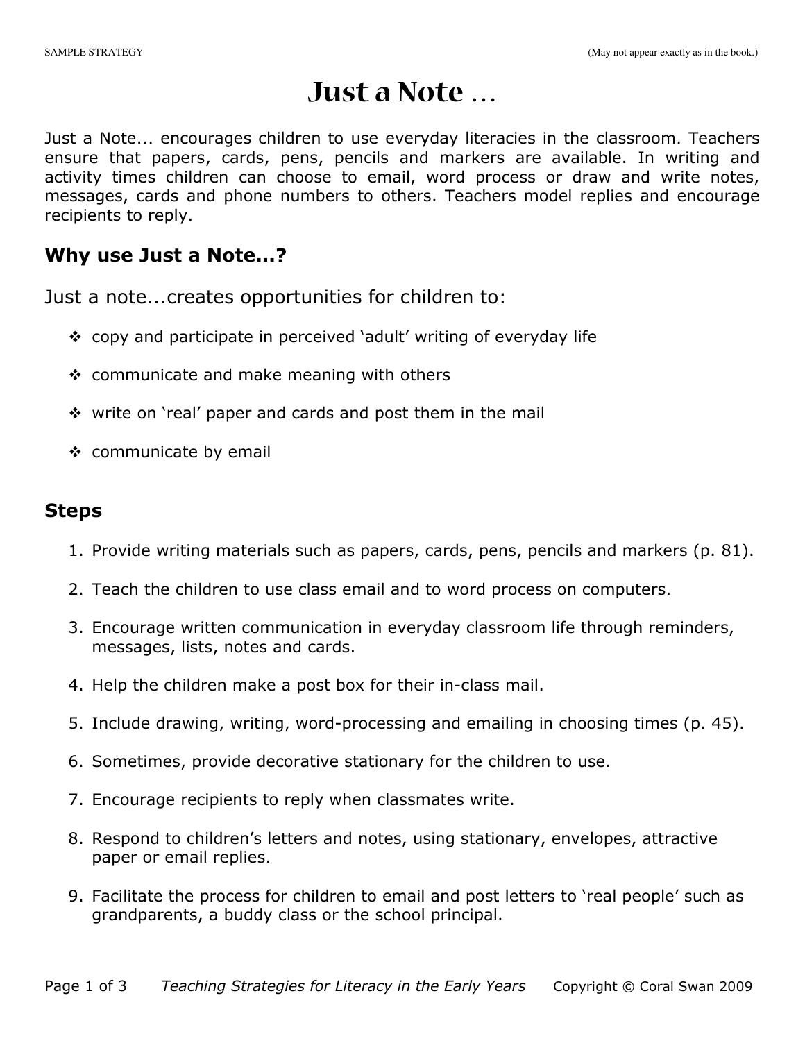# Just a Note ...

Just a Note... encourages children to use everyday literacies in the classroom. Teachers ensure that papers, cards, pens, pencils and markers are available. In writing and activity times children can choose to email, word process or draw and write notes, messages, cards and phone numbers to others. Teachers model replies and encourage recipients to reply.

## Why use Just a Note...?

Just a note...creates opportunities for children to:

- copy and participate in perceived 'adult' writing of everyday life
- communicate and make meaning with others
- write on 'real' paper and cards and post them in the mail
- communicate by email

## Steps

1. Provide writing materials such as papers, cards, pens, pencils and markers (p. 81).
2. Teach the children to use class email and to word process on computers.
3. Encourage written communication in everyday classroom life through reminders, messages, lists, notes and cards.
4. Help the children make a post box for their in-class mail.
5. Include drawing, writing, word-processing and emailing in choosing times (p. 45).
6. Sometimes, provide decorative stationary for the children to use.
7. Encourage recipients to reply when classmates write.
8. Respond to children's letters and notes, using stationary, envelopes, attractive paper or email replies.
9. Facilitate the process for children to email and post letters to 'real people' such as grandparents, a buddy class or the school principal.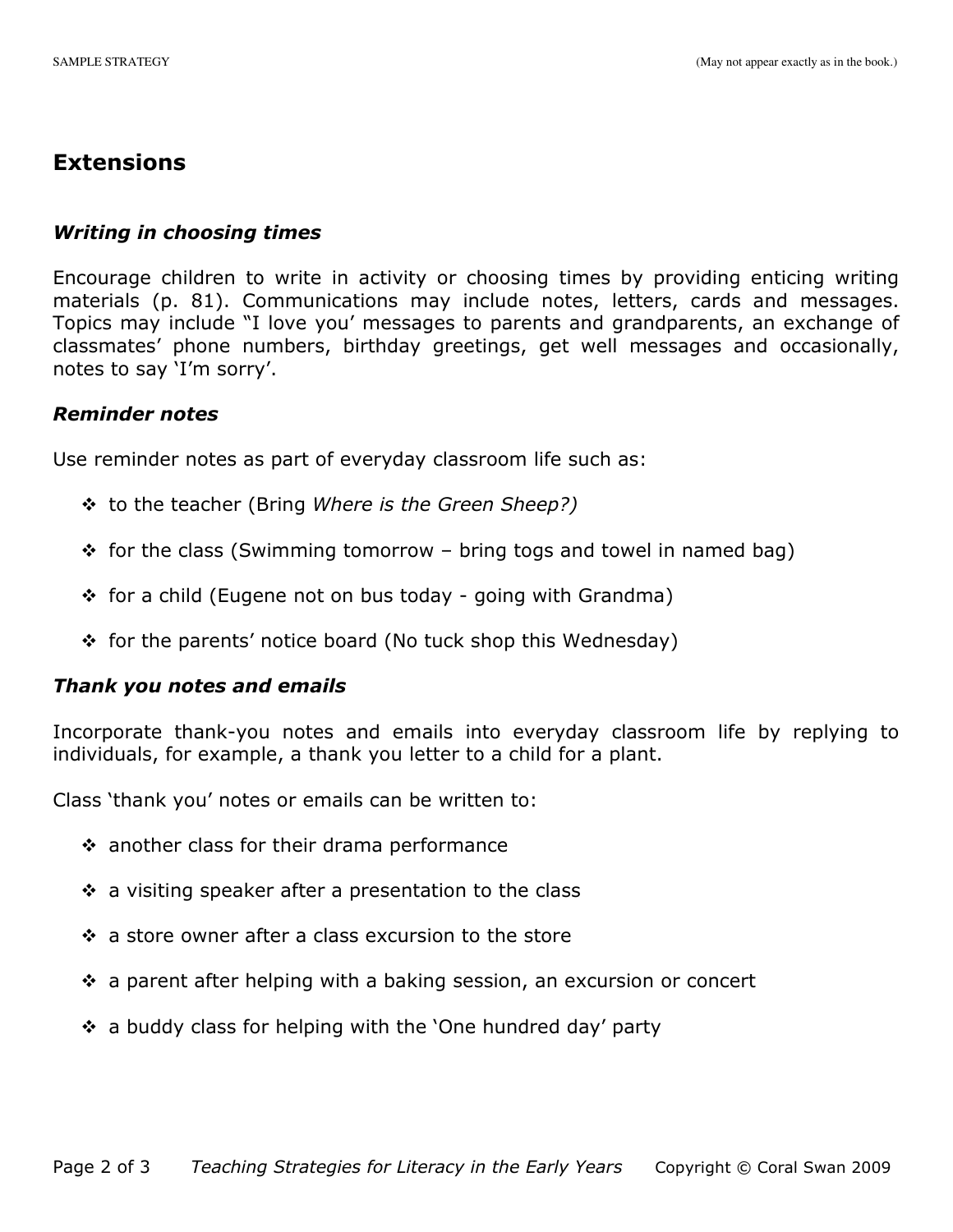## Extensions

### *Writing in choosing times*

Encourage children to write in activity or choosing times by providing enticing writing materials (p. 81). Communications may include notes, letters, cards and messages. Topics may include "I love you' messages to parents and grandparents, an exchange of classmates' phone numbers, birthday greetings, get well messages and occasionally, notes to say 'I'm sorry'.

### *Reminder notes*

Use reminder notes as part of everyday classroom life such as:

- to the teacher (Bring *Where is the Green Sheep?)*
- for the class (Swimming tomorrow – bring togs and towel in named bag)
- for a child (Eugene not on bus today - going with Grandma)
- for the parents' notice board (No tuck shop this Wednesday)

### *Thank you notes and emails*

Incorporate thank-you notes and emails into everyday classroom life by replying to individuals, for example, a thank you letter to a child for a plant.

Class 'thank you' notes or emails can be written to:

- another class for their drama performance
- a visiting speaker after a presentation to the class
- a store owner after a class excursion to the store
- a parent after helping with a baking session, an excursion or concert
- a buddy class for helping with the 'One hundred day' party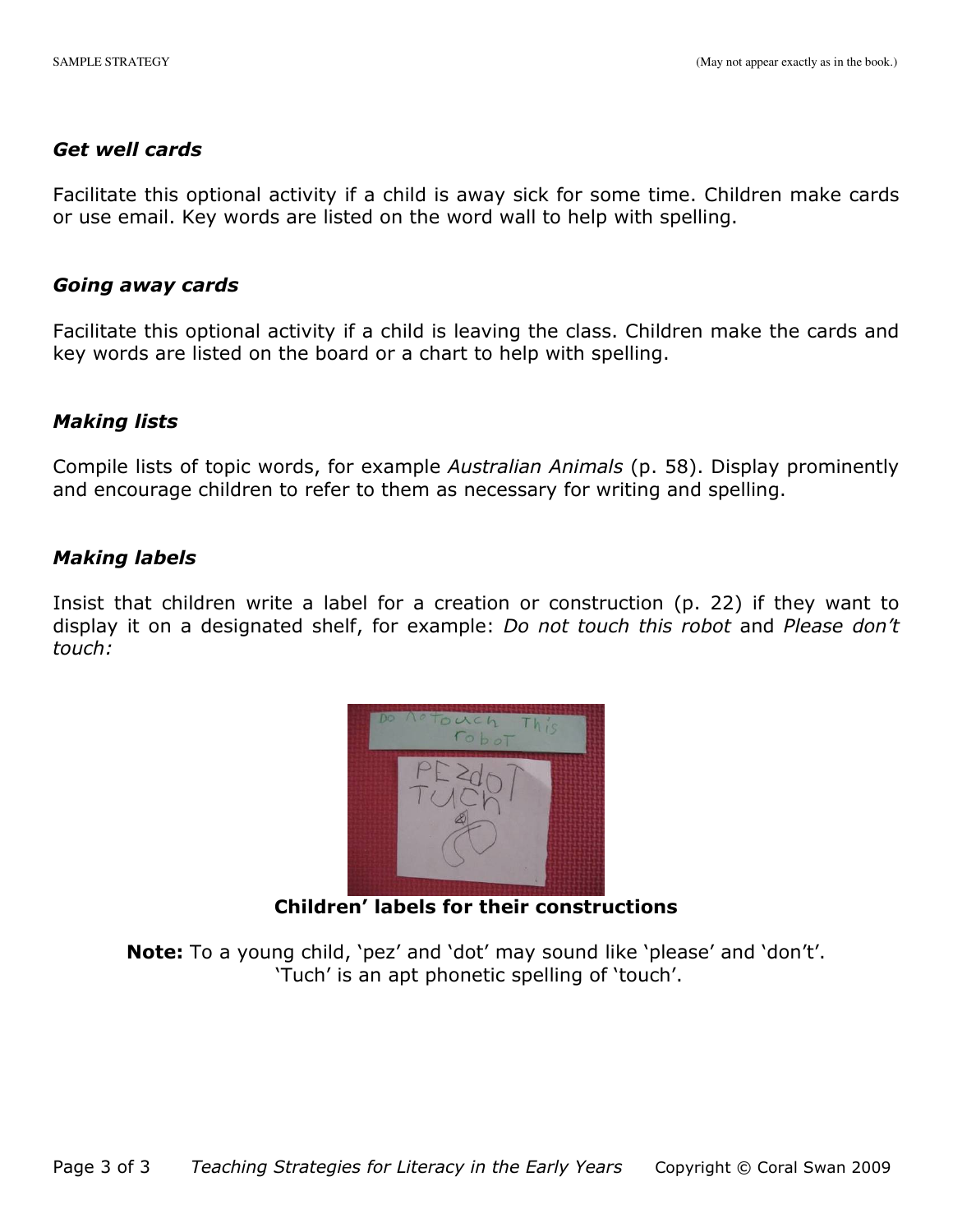### *Get well cards*

Facilitate this optional activity if a child is away sick for some time. Children make cards or use email. Key words are listed on the word wall to help with spelling.

### *Going away cards*

Facilitate this optional activity if a child is leaving the class. Children make the cards and key words are listed on the board or a chart to help with spelling.

### *Making lists*

Compile lists of topic words, for example *Australian Animals* (p. 58). Display prominently and encourage children to refer to them as necessary for writing and spelling.

### *Making labels*

Insist that children write a label for a creation or construction (p. 22) if they want to display it on a designated shelf, for example: *Do not touch this robot* and *Please don't touch:*

**Children' labels for their constructions**

**Note:** To a young child, 'pez' and 'dot' may sound like 'please' and 'don't'. 'Tuch' is an apt phonetic spelling of 'touch'.